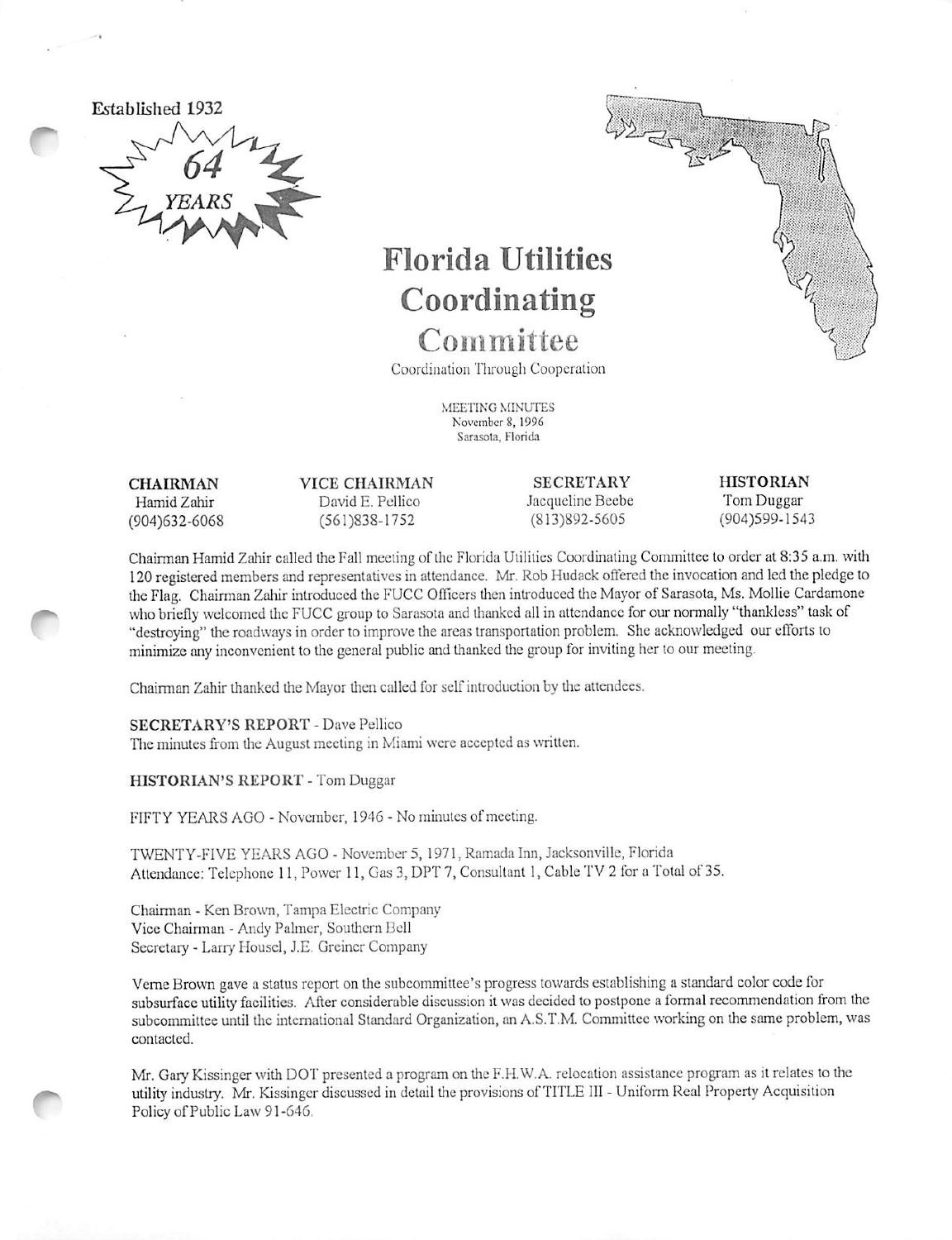Established 1932

64 YEARS

# Florida Utilities Coordinating Committee

Coordination Through Cooperation

MEETING MINUTES
November 8, 1996
Sarasota, Florida

| CHAIRMAN | VICE CHAIRMAN | SECRETARY | HISTORIAN |
| --- | --- | --- | --- |
| Hamid Zahir | David E. Pellico | Jacqueline Beebe | Tom Duggar |
| (904)632-6068 | (561)838-1752 | (813)892-5605 | (904)599-1543 |

Chairman Hamid Zahir called the Fall meeting of the Florida Utilities Coordinating Committee to order at 8:35 a.m. with 120 registered members and representatives in attendance. Mr. Rob Hudack offered the invocation and led the pledge to the Flag. Chairman Zahir introduced the FUCC Officers then introduced the Mayor of Sarasota, Ms. Mollie Cardamone who briefly welcomed the FUCC group to Sarasota and thanked all in attendance for our normally "thankless" task of "destroying" the roadways in order to improve the areas transportation problem. She acknowledged our efforts to minimize any inconvenient to the general public and thanked the group for inviting her to our meeting.

Chairman Zahir thanked the Mayor then called for self introduction by the attendees.

**SECRETARY'S REPORT** - Dave Pellico
The minutes from the August meeting in Miami were accepted as written.

**HISTORIAN'S REPORT** - Tom Duggar

FIFTY YEARS AGO - November, 1946 - No minutes of meeting.

TWENTY-FIVE YEARS AGO - November 5, 1971, Ramada Inn, Jacksonville, Florida
Attendance: Telephone 11, Power 11, Gas 3, DPT 7, Consultant 1, Cable TV 2 for a Total of 35.

Chairman - Ken Brown, Tampa Electric Company
Vice Chairman - Andy Palmer, Southern Bell
Secretary - Larry Housel, J.E. Greiner Company

Verne Brown gave a status report on the subcommittee's progress towards establishing a standard color code for subsurface utility facilities. After considerable discussion it was decided to postpone a formal recommendation from the subcommittee until the international Standard Organization, an A.S.T.M. Committee working on the same problem, was contacted.

Mr. Gary Kissinger with DOT presented a program on the F.H.W.A. relocation assistance program as it relates to the utility industry. Mr. Kissinger discussed in detail the provisions of TITLE III - Uniform Real Property Acquisition Policy of Public Law 91-646.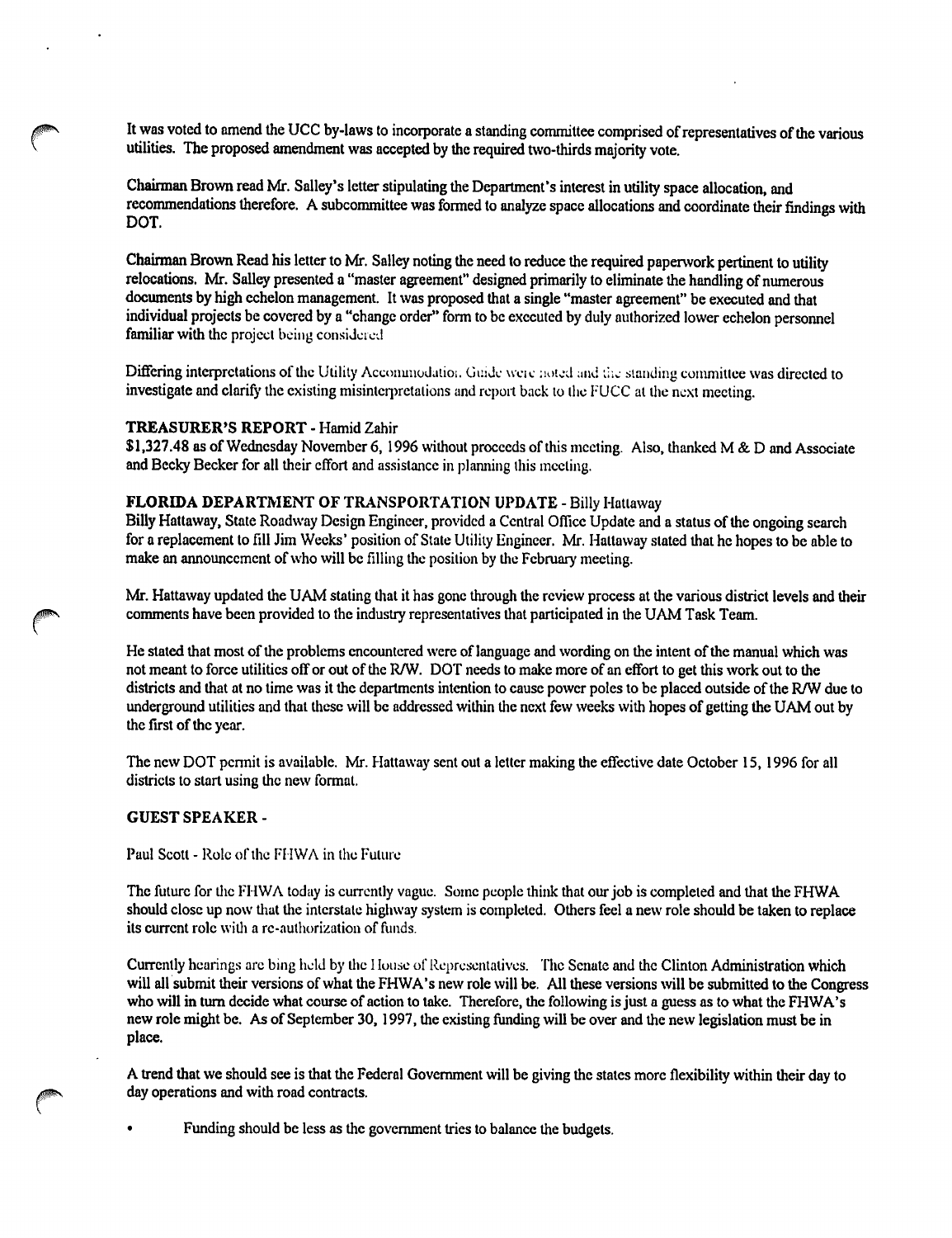It was voted to amend the UCC by-laws to incorporate a standing committee comprised of representatives of the various utilities. The proposed amendment was accepted by the required two-thirds majority vote.

Chairman Brown read Mr. Salley's letter stipulating the Department's interest in utility space allocation, and recommendations therefore. A subcommittee was formed to analyze space allocations and coordinate their findings with DOT.

Chairman Brown Read his letter to Mr. Salley noting the need to reduce the required paperwork pertinent to utility relocations. Mr. Salley presented a "master agreement" designed primarily to eliminate the handling of numerous documents by high echelon management. It was proposed that a single "master agreement" be executed and that individual projects be covered by a "change order" form to be executed by duly authorized lower echelon personnel familiar with the project being considered

Differing interpretations of the Utility Accommodation Guide were noted and the standing committee was directed to investigate and clarify the existing misinterpretations and report back to the FUCC at the next meeting.

**TREASURER'S REPORT** - Hamid Zahir

$1,327.48 as of Wednesday November 6, 1996 without proceeds of this meeting. Also, thanked M & D and Associate and Becky Becker for all their effort and assistance in planning this meeting.

**FLORIDA DEPARTMENT OF TRANSPORTATION UPDATE** - Billy Hattaway

Billy Hattaway, State Roadway Design Engineer, provided a Central Office Update and a status of the ongoing search for a replacement to fill Jim Weeks' position of State Utility Engineer. Mr. Hattaway stated that he hopes to be able to make an announcement of who will be filling the position by the February meeting.

Mr. Hattaway updated the UAM stating that it has gone through the review process at the various district levels and their comments have been provided to the industry representatives that participated in the UAM Task Team.

He stated that most of the problems encountered were of language and wording on the intent of the manual which was not meant to force utilities off or out of the R/W. DOT needs to make more of an effort to get this work out to the districts and that at no time was it the departments intention to cause power poles to be placed outside of the R/W due to underground utilities and that these will be addressed within the next few weeks with hopes of getting the UAM out by the first of the year.

The new DOT permit is available. Mr. Hattaway sent out a letter making the effective date October 15, 1996 for all districts to start using the new format.

**GUEST SPEAKER** -

Paul Scott - Role of the FHWA in the Future

The future for the FHWA today is currently vague. Some people think that our job is completed and that the FHWA should close up now that the interstate highway system is completed. Others feel a new role should be taken to replace its current role with a re-authorization of funds.

Currently hearings are bing held by the House of Representatives. The Senate and the Clinton Administration which will all submit their versions of what the FHWA's new role will be. All these versions will be submitted to the Congress who will in turn decide what course of action to take. Therefore, the following is just a guess as to what the FHWA's new role might be. As of September 30, 1997, the existing funding will be over and the new legislation must be in place.

A trend that we should see is that the Federal Government will be giving the states more flexibility within their day to day operations and with road contracts.

- Funding should be less as the government tries to balance the budgets.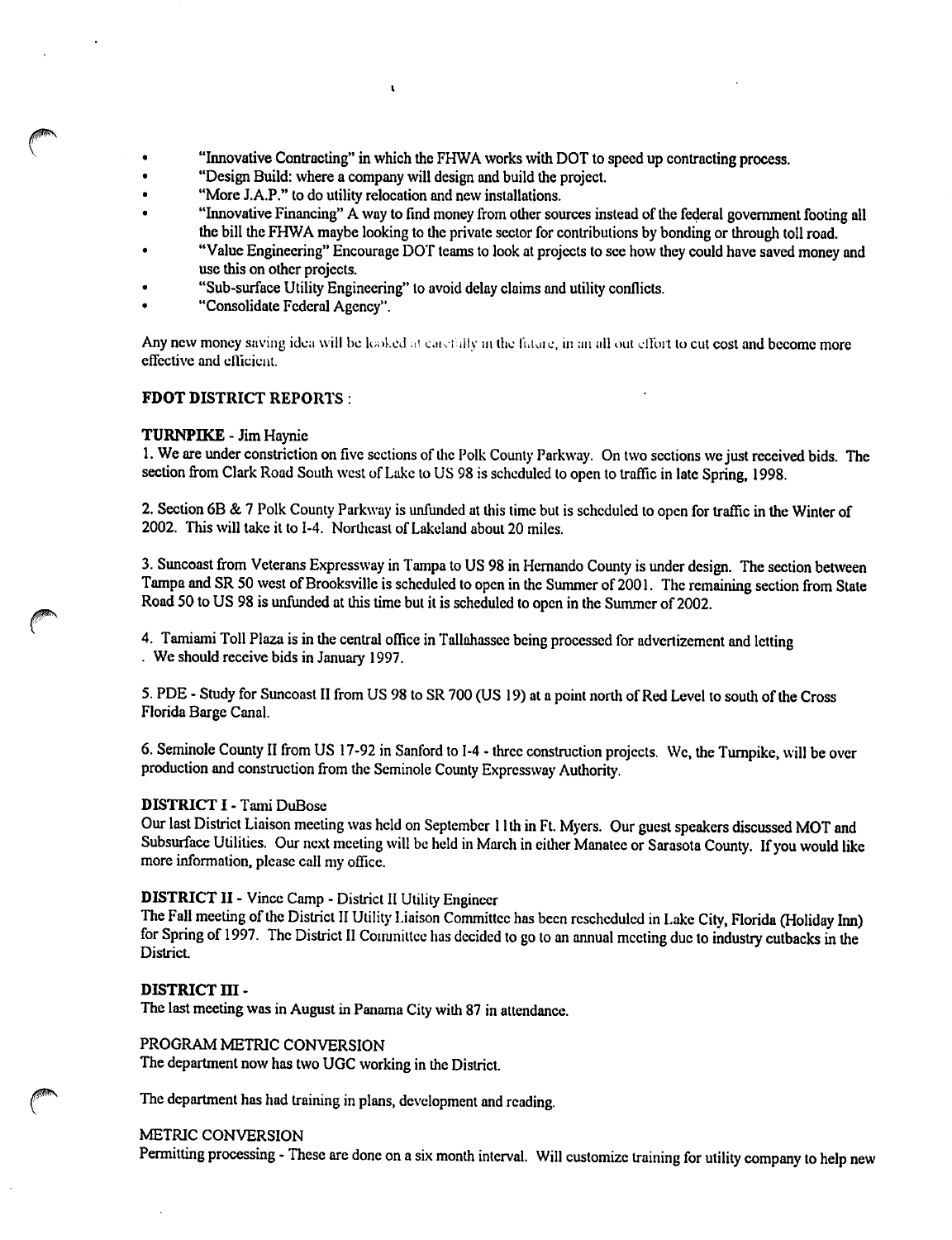- "Innovative Contracting" in which the FHWA works with DOT to speed up contracting process.
- "Design Build: where a company will design and build the project.
- "More J.A.P." to do utility relocation and new installations.
- "Innovative Financing" A way to find money from other sources instead of the federal government footing all the bill the FHWA maybe looking to the private sector for contributions by bonding or through toll road.
- "Value Engineering" Encourage DOT teams to look at projects to see how they could have saved money and use this on other projects.
- "Sub-surface Utility Engineering" to avoid delay claims and utility conflicts.
- "Consolidate Federal Agency".

Any new money saving idea will be looked at carefully in the future, in an all out effort to cut cost and become more effective and efficient.

**FDOT DISTRICT REPORTS** :

**TURNPIKE** - Jim Haynie

1. We are under constriction on five sections of the Polk County Parkway. On two sections we just received bids. The section from Clark Road South west of Lake to US 98 is scheduled to open to traffic in late Spring, 1998.

2. Section 6B & 7 Polk County Parkway is unfunded at this time but is scheduled to open for traffic in the Winter of 2002. This will take it to I-4. Northeast of Lakeland about 20 miles.

3. Suncoast from Veterans Expressway in Tampa to US 98 in Hernando County is under design. The section between Tampa and SR 50 west of Brooksville is scheduled to open in the Summer of 2001. The remaining section from State Road 50 to US 98 is unfunded at this time but it is scheduled to open in the Summer of 2002.

4. Tamiami Toll Plaza is in the central office in Tallahassee being processed for advertizement and letting . We should receive bids in January 1997.

5. PDE - Study for Suncoast II from US 98 to SR 700 (US 19) at a point north of Red Level to south of the Cross Florida Barge Canal.

6. Seminole County II from US 17-92 in Sanford to I-4 - three construction projects. We, the Turnpike, will be over production and construction from the Seminole County Expressway Authority.

**DISTRICT I** - Tami DuBose

Our last District Liaison meeting was held on September 11th in Ft. Myers. Our guest speakers discussed MOT and Subsurface Utilities. Our next meeting will be held in March in either Manatee or Sarasota County. If you would like more information, please call my office.

**DISTRICT II** - Vince Camp - District II Utility Engineer

The Fall meeting of the District II Utility Liaison Committee has been rescheduled in Lake City, Florida (Holiday Inn) for Spring of 1997. The District II Committee has decided to go to an annual meeting due to industry cutbacks in the District.

**DISTRICT III** -

The last meeting was in August in Panama City with 87 in attendance.

PROGRAM METRIC CONVERSION

The department now has two UGC working in the District.

The department has had training in plans, development and reading.

METRIC CONVERSION

Permitting processing - These are done on a six month interval. Will customize training for utility company to help new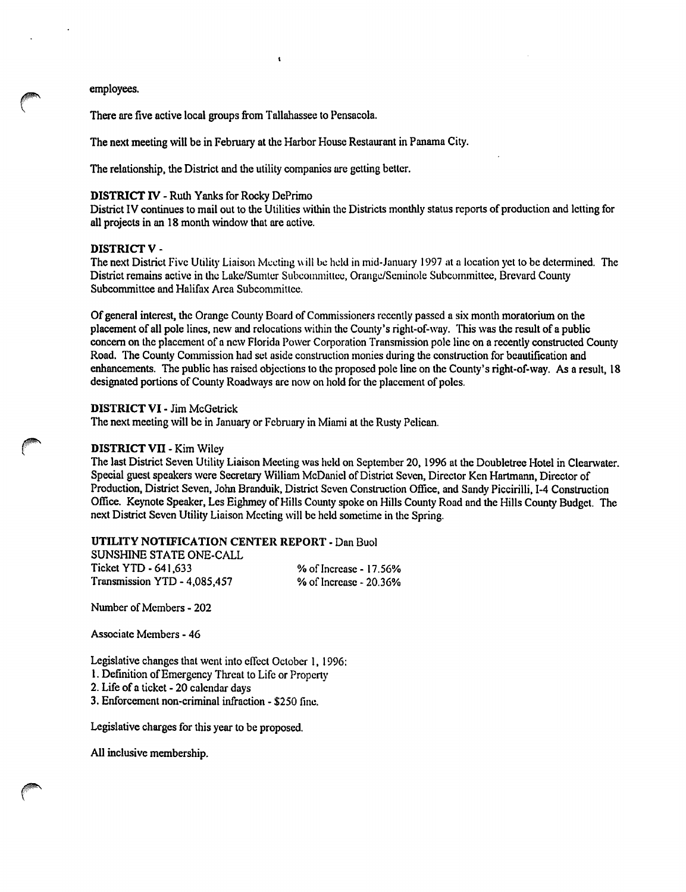employees.

There are five active local groups from Tallahassee to Pensacola.

The next meeting will be in February at the Harbor House Restaurant in Panama City.

The relationship, the District and the utility companies are getting better.

**DISTRICT IV** - Ruth Yanks for Rocky DePrimo
District IV continues to mail out to the Utilities within the Districts monthly status reports of production and letting for all projects in an 18 month window that are active.

**DISTRICT V** -
The next District Five Utility Liaison Meeting will be held in mid-January 1997 at a location yet to be determined. The District remains active in the Lake/Sumter Subcommittee, Orange/Seminole Subcommittee, Brevard County Subcommittee and Halifax Area Subcommittee.

Of general interest, the Orange County Board of Commissioners recently passed a six month moratorium on the placement of all pole lines, new and relocations within the County's right-of-way. This was the result of a public concern on the placement of a new Florida Power Corporation Transmission pole line on a recently constructed County Road. The County Commission had set aside construction monies during the construction for beautification and enhancements. The public has raised objections to the proposed pole line on the County's right-of-way. As a result, 18 designated portions of County Roadways are now on hold for the placement of poles.

**DISTRICT VI** - Jim McGetrick
The next meeting will be in January or February in Miami at the Rusty Pelican.

**DISTRICT VII** - Kim Wiley
The last District Seven Utility Liaison Meeting was held on September 20, 1996 at the Doubletree Hotel in Clearwater. Special guest speakers were Secretary William McDaniel of District Seven, Director Ken Hartmann, Director of Production, District Seven, John Branduik, District Seven Construction Office, and Sandy Piccirilli, I-4 Construction Office. Keynote Speaker, Les Eighmey of Hills County spoke on Hills County Road and the Hills County Budget. The next District Seven Utility Liaison Meeting will be held sometime in the Spring.

**UTILITY NOTIFICATION CENTER REPORT** - Dan Buol
SUNSHINE STATE ONE-CALL

| | |
|---|---|
| Ticket YTD - 641,633 | % of Increase - 17.56% |
| Transmission YTD - 4,085,457 | % of Increase - 20.36% |

Number of Members - 202

Associate Members - 46

Legislative changes that went into effect October 1, 1996:
1. Definition of Emergency Threat to Life or Property
2. Life of a ticket - 20 calendar days
3. Enforcement non-criminal infraction - $250 fine.

Legislative charges for this year to be proposed.

All inclusive membership.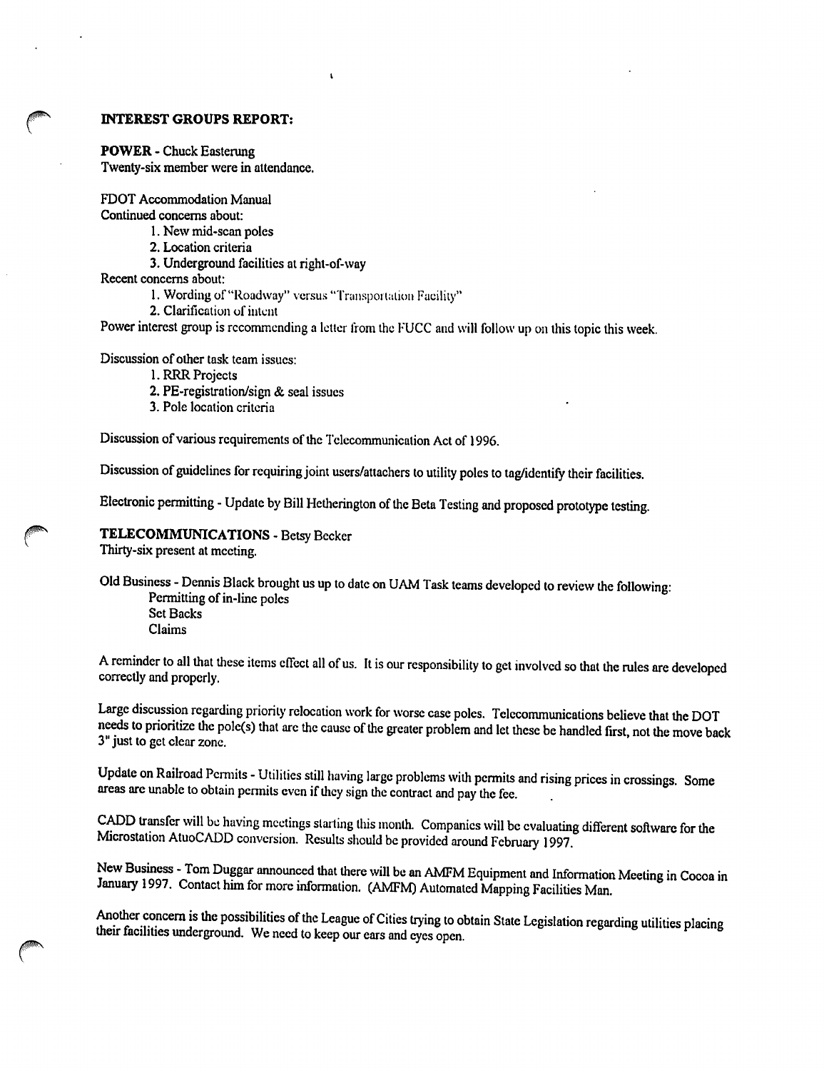## INTEREST GROUPS REPORT:

**POWER** - Chuck Easterung
Twenty-six member were in attendance.

FDOT Accommodation Manual
Continued concerns about:

1. New mid-scan poles
2. Location criteria
3. Underground facilities at right-of-way

Recent concerns about:

1. Wording of "Roadway" versus "Transportation Facility"
2. Clarification of intent

Power interest group is recommending a letter from the FUCC and will follow up on this topic this week.

Discussion of other task team issues:

1. RRR Projects
2. PE-registration/sign & seal issues
3. Pole location criteria

Discussion of various requirements of the Telecommunication Act of 1996.

Discussion of guidelines for requiring joint users/attachers to utility poles to tag/identify their facilities.

Electronic permitting - Update by Bill Hetherington of the Beta Testing and proposed prototype testing.

**TELECOMMUNICATIONS** - Betsy Becker
Thirty-six present at meeting.

Old Business - Dennis Black brought us up to date on UAM Task teams developed to review the following:

Permitting of in-line poles
Set Backs
Claims

A reminder to all that these items effect all of us. It is our responsibility to get involved so that the rules are developed correctly and properly.

Large discussion regarding priority relocation work for worse case poles. Telecommunications believe that the DOT needs to prioritize the pole(s) that are the cause of the greater problem and let these be handled first, not the move back 3" just to get clear zone.

Update on Railroad Permits - Utilities still having large problems with permits and rising prices in crossings. Some areas are unable to obtain permits even if they sign the contract and pay the fee.

CADD transfer will be having meetings starting this month. Companies will be evaluating different software for the Microstation AtuoCADD conversion. Results should be provided around February 1997.

New Business - Tom Duggar announced that there will be an AMFM Equipment and Information Meeting in Cocoa in January 1997. Contact him for more information. (AMFM) Automated Mapping Facilities Man.

Another concern is the possibilities of the League of Cities trying to obtain State Legislation regarding utilities placing their facilities underground. We need to keep our ears and eyes open.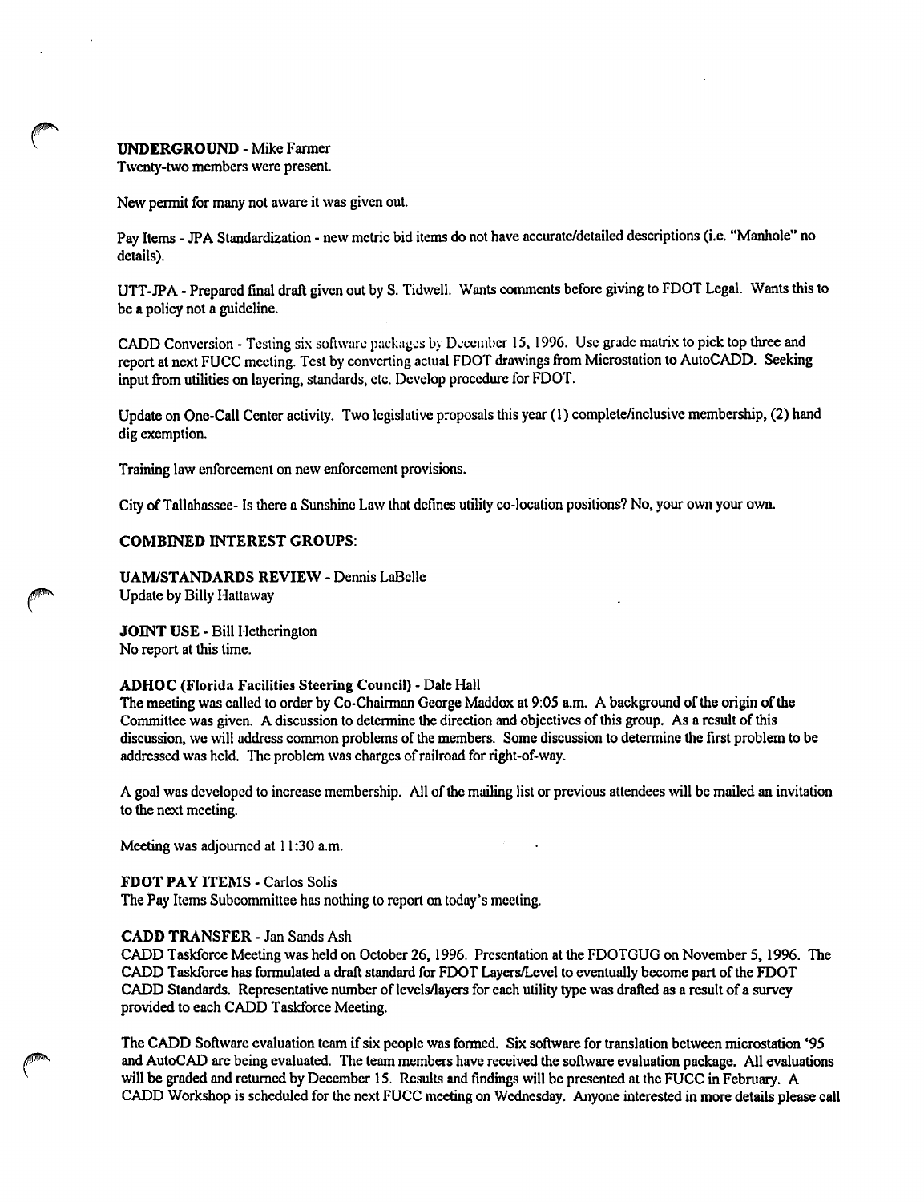**UNDERGROUND** - Mike Farmer
Twenty-two members were present.

New permit for many not aware it was given out.

Pay Items - JPA Standardization - new metric bid items do not have accurate/detailed descriptions (i.e. "Manhole" no details).

UTT-JPA - Prepared final draft given out by S. Tidwell. Wants comments before giving to FDOT Legal. Wants this to be a policy not a guideline.

CADD Conversion - Testing six software packages by December 15, 1996. Use grade matrix to pick top three and report at next FUCC meeting. Test by converting actual FDOT drawings from Microstation to AutoCADD. Seeking input from utilities on layering, standards, etc. Develop procedure for FDOT.

Update on One-Call Center activity. Two legislative proposals this year (1) complete/inclusive membership, (2) hand dig exemption.

Training law enforcement on new enforcement provisions.

City of Tallahassee- Is there a Sunshine Law that defines utility co-location positions? No, your own your own.

**COMBINED INTEREST GROUPS**:

**UAM/STANDARDS REVIEW** - Dennis LaBelle
Update by Billy Hattaway

**JOINT USE** - Bill Hetherington
No report at this time.

**ADHOC (Florida Facilities Steering Council)** - Dale Hall
The meeting was called to order by Co-Chairman George Maddox at 9:05 a.m. A background of the origin of the Committee was given. A discussion to determine the direction and objectives of this group. As a result of this discussion, we will address common problems of the members. Some discussion to determine the first problem to be addressed was held. The problem was charges of railroad for right-of-way.

A goal was developed to increase membership. All of the mailing list or previous attendees will be mailed an invitation to the next meeting.

Meeting was adjourned at 11:30 a.m.

**FDOT PAY ITEMS** - Carlos Solis
The Pay Items Subcommittee has nothing to report on today's meeting.

**CADD TRANSFER** - Jan Sands Ash
CADD Taskforce Meeting was held on October 26, 1996. Presentation at the FDOTGUG on November 5, 1996. The CADD Taskforce has formulated a draft standard for FDOT Layers/Level to eventually become part of the FDOT CADD Standards. Representative number of levels/layers for each utility type was drafted as a result of a survey provided to each CADD Taskforce Meeting.

The CADD Software evaluation team if six people was formed. Six software for translation between microstation '95 and AutoCAD are being evaluated. The team members have received the software evaluation package. All evaluations will be graded and returned by December 15. Results and findings will be presented at the FUCC in February. A CADD Workshop is scheduled for the next FUCC meeting on Wednesday. Anyone interested in more details please call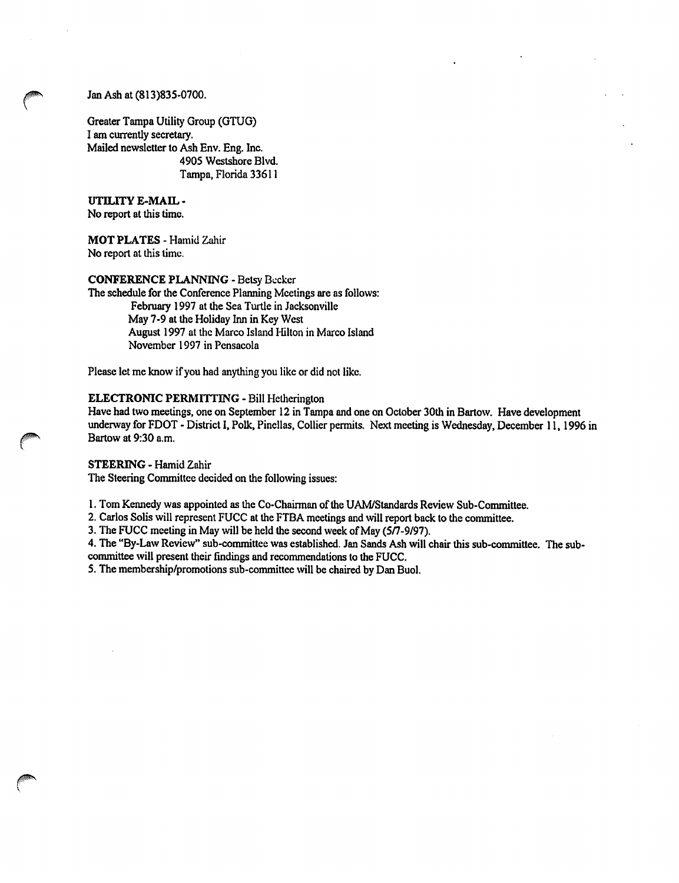Jan Ash at (813)835-0700.

Greater Tampa Utility Group (GTUG)
I am currently secretary.
Mailed newsletter to Ash Env. Eng. Inc.
4905 Westshore Blvd.
Tampa, Florida 33611

**UTILITY E-MAIL** -
No report at this time.

**MOT PLATES** - Hamid Zahir
No report at this time.

**CONFERENCE PLANNING** - Betsy Becker
The schedule for the Conference Planning Meetings are as follows:
February 1997 at the Sea Turtle in Jacksonville
May 7-9 at the Holiday Inn in Key West
August 1997 at the Marco Island Hilton in Marco Island
November 1997 in Pensacola

Please let me know if you had anything you like or did not like.

**ELECTRONIC PERMITTING** - Bill Hetherington
Have had two meetings, one on September 12 in Tampa and one on October 30th in Bartow. Have development underway for FDOT - District I, Polk, Pinellas, Collier permits. Next meeting is Wednesday, December 11, 1996 in Bartow at 9:30 a.m.

**STEERING** - Hamid Zahir
The Steering Committee decided on the following issues:

1. Tom Kennedy was appointed as the Co-Chairman of the UAM/Standards Review Sub-Committee.
2. Carlos Solis will represent FUCC at the FTBA meetings and will report back to the committee.
3. The FUCC meeting in May will be held the second week of May (5/7-9/97).
4. The "By-Law Review" sub-committee was established. Jan Sands Ash will chair this sub-committee. The sub-committee will present their findings and recommendations to the FUCC.
5. The membership/promotions sub-committee will be chaired by Dan Buol.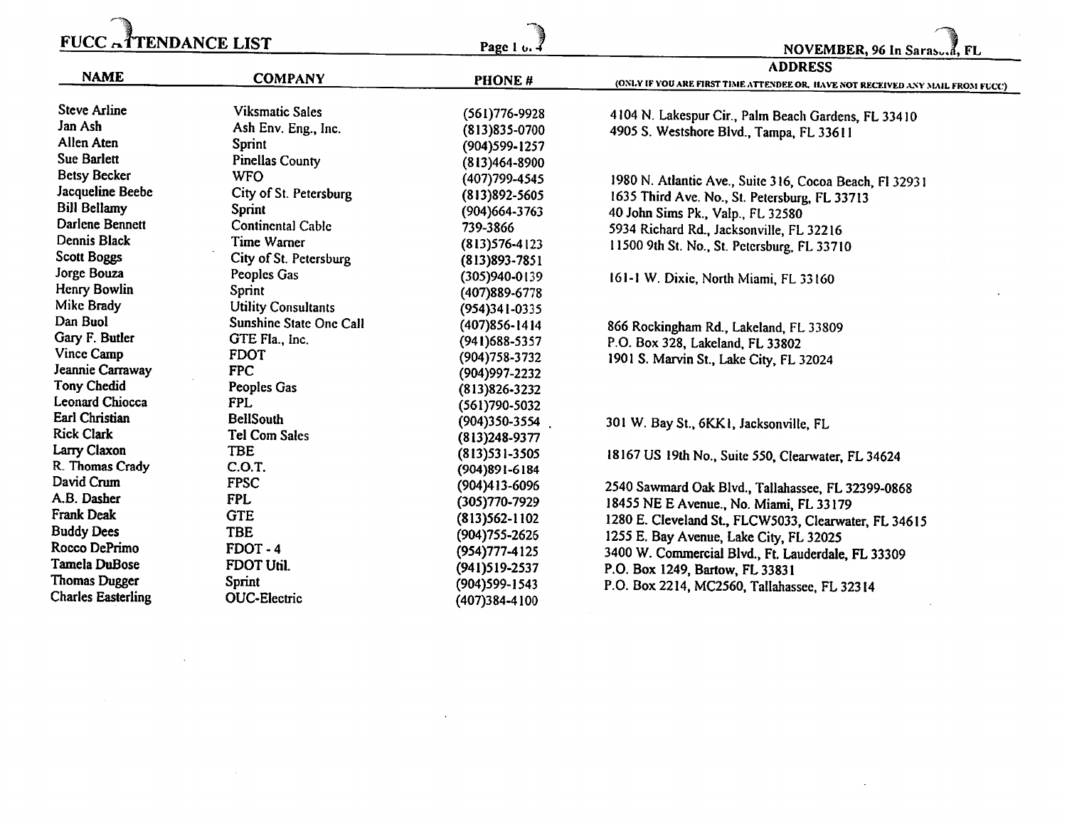# FUCC ATTENDANCE LIST

NOVEMBER, 96 In Sarasota, FL

| NAME | COMPANY | PHONE # | ADDRESS (ONLY IF YOU ARE FIRST TIME ATTENDEE OR, HAVE NOT RECEIVED ANY MAIL FROM FUCC) |
|---|---|---|---|
| Steve Arline | Viksmatic Sales | (561)776-9928 | 4104 N. Lakespur Cir., Palm Beach Gardens, FL 33410 |
| Jan Ash | Ash Env. Eng., Inc. | (813)835-0700 | 4905 S. Westshore Blvd., Tampa, FL 33611 |
| Allen Aten | Sprint | (904)599-1257 | |
| Sue Barlett | Pinellas County | (813)464-8900 | |
| Betsy Becker | WFO | (407)799-4545 | 1980 N. Atlantic Ave., Suite 316, Cocoa Beach, Fl 32931 |
| Jacqueline Beebe | City of St. Petersburg | (813)892-5605 | 1635 Third Ave. No., St. Petersburg, FL 33713 |
| Bill Bellamy | Sprint | (904)664-3763 | 40 John Sims Pk., Valp., FL 32580 |
| Darlene Bennett | Continental Cable | 739-3866 | 5934 Richard Rd., Jacksonville, FL 32216 |
| Dennis Black | Time Warner | (813)576-4123 | 11500 9th St. No., St. Petersburg, FL 33710 |
| Scott Boggs | City of St. Petersburg | (813)893-7851 | |
| Jorge Bouza | Peoples Gas | (305)940-0139 | 161-1 W. Dixie, North Miami, FL 33160 |
| Henry Bowlin | Sprint | (407)889-6778 | |
| Mike Brady | Utility Consultants | (954)341-0335 | |
| Dan Buol | Sunshine State One Call | (407)856-1414 | 866 Rockingham Rd., Lakeland, FL 33809 |
| Gary F. Butler | GTE Fla., Inc. | (941)688-5357 | P.O. Box 328, Lakeland, FL 33802 |
| Vince Camp | FDOT | (904)758-3732 | 1901 S. Marvin St., Lake City, FL 32024 |
| Jeannie Carraway | FPC | (904)997-2232 | |
| Tony Chedid | Peoples Gas | (813)826-3232 | |
| Leonard Chiocca | FPL | (561)790-5032 | |
| Earl Christian | BellSouth | (904)350-3554 | 301 W. Bay St., 6KK1, Jacksonville, FL |
| Rick Clark | Tel Com Sales | (813)248-9377 | |
| Larry Claxon | TBE | (813)531-3505 | 18167 US 19th No., Suite 550, Clearwater, FL 34624 |
| R. Thomas Crady | C.O.T. | (904)891-6184 | |
| David Crum | FPSC | (904)413-6096 | 2540 Sawmard Oak Blvd., Tallahassee, FL 32399-0868 |
| A.B. Dasher | FPL | (305)770-7929 | 18455 NE E Avenue., No. Miami, FL 33179 |
| Frank Deak | GTE | (813)562-1102 | 1280 E. Cleveland St., FLCW5033, Clearwater, FL 34615 |
| Buddy Dees | TBE | (904)755-2626 | 1255 E. Bay Avenue, Lake City, FL 32025 |
| Rocco DePrimo | FDOT - 4 | (954)777-4125 | 3400 W. Commercial Blvd., Ft. Lauderdale, FL 33309 |
| Tamela DuBose | FDOT Util. | (941)519-2537 | P.O. Box 1249, Bartow, FL 33831 |
| Thomas Dugger | Sprint | (904)599-1543 | P.O. Box 2214, MC2560, Tallahassee, FL 32314 |
| Charles Easterling | OUC-Electric | (407)384-4100 | |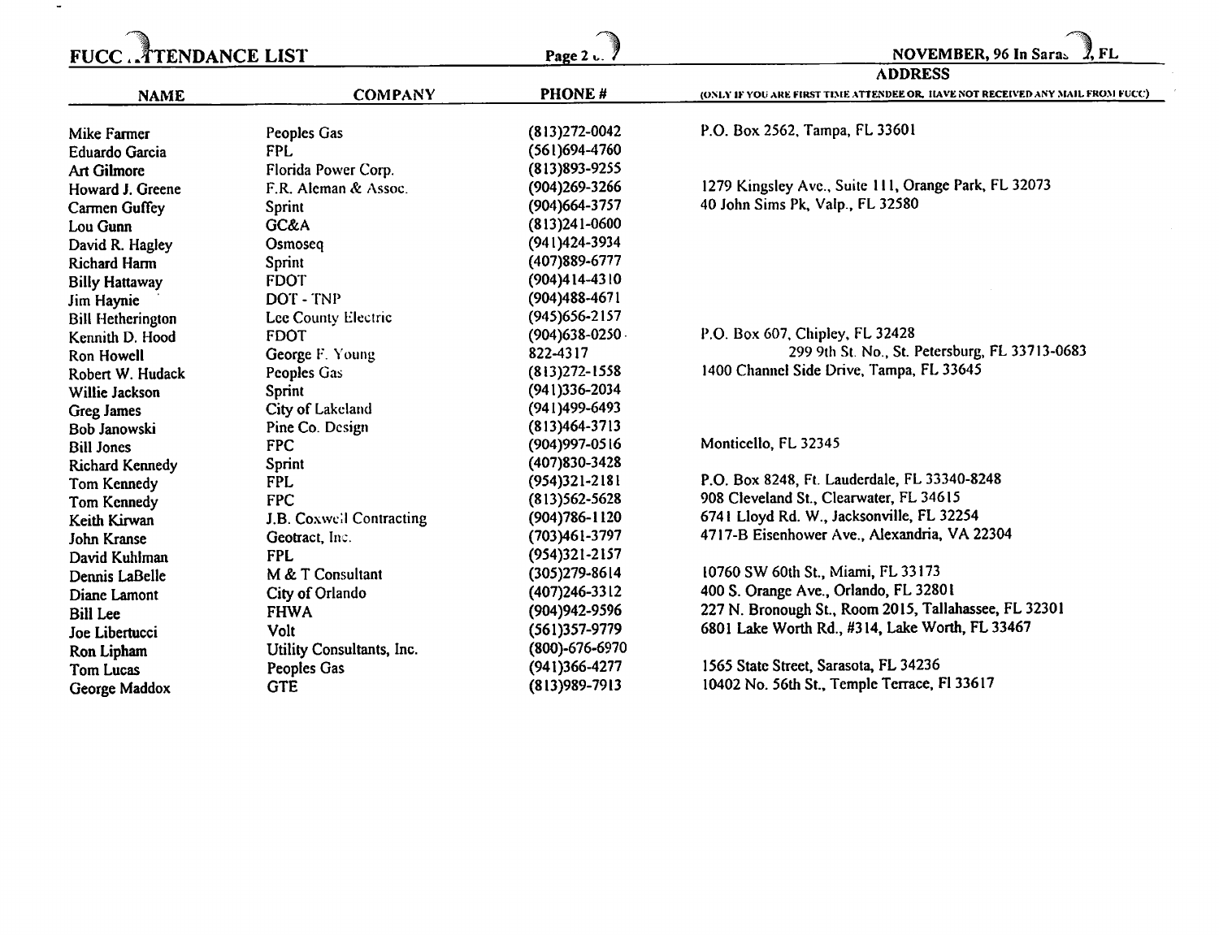## FUCC ATTENDANCE LIST — NOVEMBER, 96 In Sarasota, FL

| NAME | COMPANY | PHONE # | ADDRESS (ONLY IF YOU ARE FIRST TIME ATTENDEE OR HAVE NOT RECEIVED ANY MAIL FROM FUCC) |
|---|---|---|---|
| Mike Farmer | Peoples Gas | (813)272-0042 | P.O. Box 2562, Tampa, FL 33601 |
| Eduardo Garcia | FPL | (561)694-4760 | |
| Art Gilmore | Florida Power Corp. | (813)893-9255 | |
| Howard J. Greene | F.R. Aleman & Assoc. | (904)269-3266 | 1279 Kingsley Ave., Suite 111, Orange Park, FL 32073 |
| Carmen Guffey | Sprint | (904)664-3757 | 40 John Sims Pk, Valp., FL 32580 |
| Lou Gunn | GC&A | (813)241-0600 | |
| David R. Hagley | Osmoseq | (941)424-3934 | |
| Richard Harm | Sprint | (407)889-6777 | |
| Billy Hattaway | FDOT | (904)414-4310 | |
| Jim Haynie | DOT - TNP | (904)488-4671 | |
| Bill Hetherington | Lee County Electric | (945)656-2157 | |
| Kennith D. Hood | FDOT | (904)638-0250 | P.O. Box 607, Chipley, FL 32428 |
| Ron Howell | George F. Young | 822-4317 | 299 9th St. No., St. Petersburg, FL 33713-0683 |
| Robert W. Hudack | Peoples Gas | (813)272-1558 | 1400 Channel Side Drive, Tampa, FL 33645 |
| Willie Jackson | Sprint | (941)336-2034 | |
| Greg James | City of Lakeland | (941)499-6493 | |
| Bob Janowski | Pine Co. Design | (813)464-3713 | |
| Bill Jones | FPC | (904)997-0516 | Monticello, FL 32345 |
| Richard Kennedy | Sprint | (407)830-3428 | |
| Tom Kennedy | FPL | (954)321-2181 | P.O. Box 8248, Ft. Lauderdale, FL 33340-8248 |
| Tom Kennedy | FPC | (813)562-5628 | 908 Cleveland St., Clearwater, FL 34615 |
| Keith Kirwan | J.B. Coxwell Contracting | (904)786-1120 | 6741 Lloyd Rd. W., Jacksonville, FL 32254 |
| John Kranse | Geotract, Inc. | (703)461-3797 | 4717-B Eisenhower Ave., Alexandria, VA 22304 |
| David Kuhlman | FPL | (954)321-2157 | |
| Dennis LaBelle | M & T Consultant | (305)279-8614 | 10760 SW 60th St., Miami, FL 33173 |
| Diane Lamont | City of Orlando | (407)246-3312 | 400 S. Orange Ave., Orlando, FL 32801 |
| Bill Lee | FHWA | (904)942-9596 | 227 N. Bronough St., Room 2015, Tallahassee, FL 32301 |
| Joe Libertucci | Volt | (561)357-9779 | 6801 Lake Worth Rd., #314, Lake Worth, FL 33467 |
| Ron Lipham | Utility Consultants, Inc. | (800)-676-6970 | |
| Tom Lucas | Peoples Gas | (941)366-4277 | 1565 State Street, Sarasota, FL 34236 |
| George Maddox | GTE | (813)989-7913 | 10402 No. 56th St., Temple Terrace, Fl 33617 |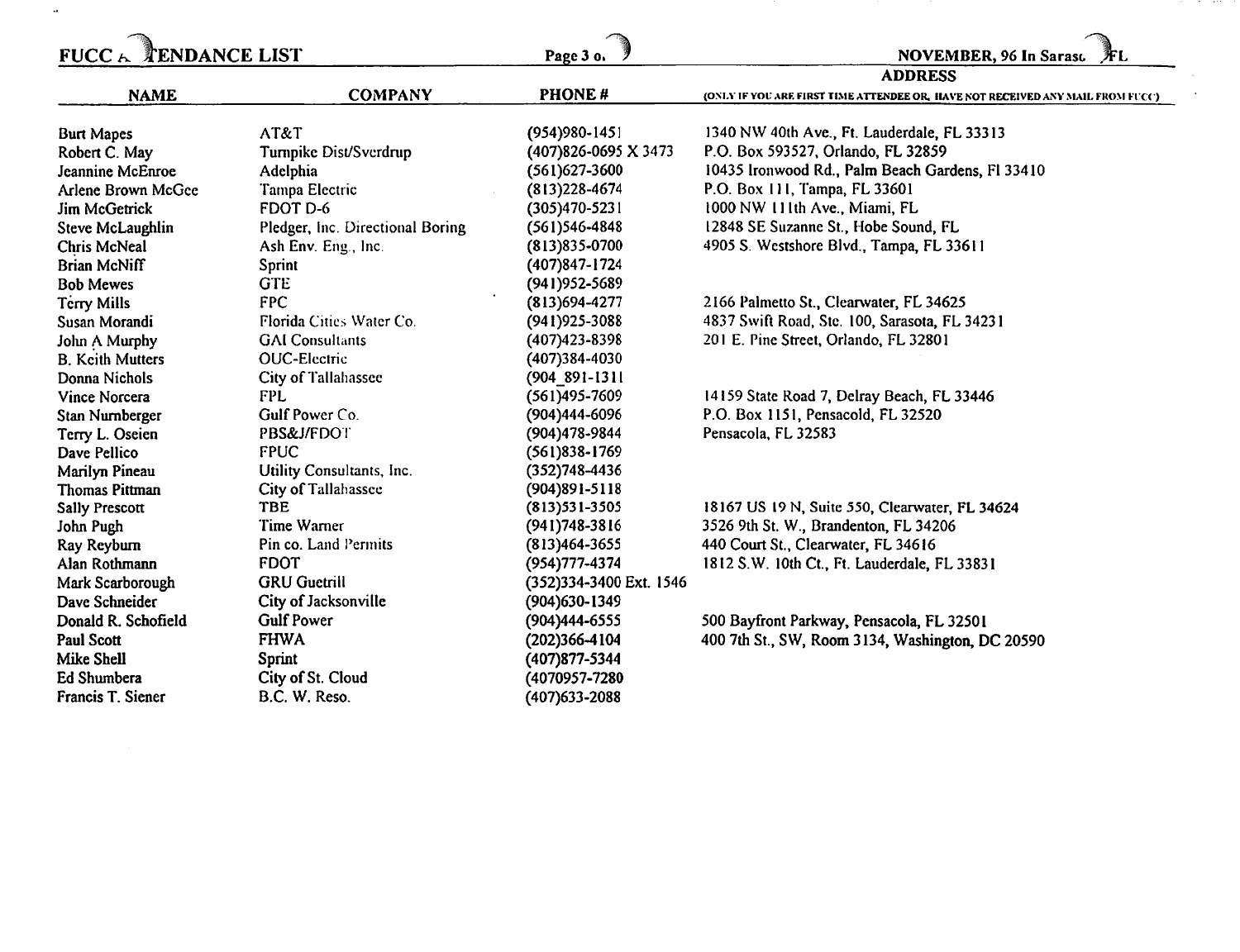| NAME | COMPANY | PHONE # | ADDRESS (ONLY IF YOU ARE FIRST TIME ATTENDEE OR, HAVE NOT RECEIVED ANY MAIL FROM FUCC) |
|---|---|---|---|
| Burt Mapes | AT&T | (954)980-1451 | 1340 NW 40th Ave., Ft. Lauderdale, FL 33313 |
| Robert C. May | Turnpike Dist/Sverdrup | (407)826-0695 X 3473 | P.O. Box 593527, Orlando, FL 32859 |
| Jeannine McEnroe | Adelphia | (561)627-3600 | 10435 Ironwood Rd., Palm Beach Gardens, Fl 33410 |
| Arlene Brown McGee | Tampa Electric | (813)228-4674 | P.O. Box 111, Tampa, FL 33601 |
| Jim McGetrick | FDOT D-6 | (305)470-5231 | 1000 NW 111th Ave., Miami, FL |
| Steve McLaughlin | Pledger, Inc. Directional Boring | (561)546-4848 | 12848 SE Suzanne St., Hobe Sound, FL |
| Chris McNeal | Ash Env. Eng., Inc. | (813)835-0700 | 4905 S. Westshore Blvd., Tampa, FL 33611 |
| Brian McNiff | Sprint | (407)847-1724 | |
| Bob Mewes | GTE | (941)952-5689 | |
| Terry Mills | FPC | (813)694-4277 | 2166 Palmetto St., Clearwater, FL 34625 |
| Susan Morandi | Florida Cities Water Co. | (941)925-3088 | 4837 Swift Road, Ste. 100, Sarasota, FL 34231 |
| John A Murphy | GAI Consultants | (407)423-8398 | 201 E. Pine Street, Orlando, FL 32801 |
| B. Keith Mutters | OUC-Electric | (407)384-4030 | |
| Donna Nichols | City of Tallahassee | (904_891-1311 | |
| Vince Norcera | FPL | (561)495-7609 | 14159 State Road 7, Delray Beach, FL 33446 |
| Stan Nurnberger | Gulf Power Co. | (904)444-6096 | P.O. Box 1151, Pensacold, FL 32520 |
| Terry L. Oseien | PBS&J/FDOT | (904)478-9844 | Pensacola, FL 32583 |
| Dave Pellico | FPUC | (561)838-1769 | |
| Marilyn Pineau | Utility Consultants, Inc. | (352)748-4436 | |
| Thomas Pittman | City of Tallahassee | (904)891-5118 | |
| Sally Prescott | TBE | (813)531-3505 | 18167 US 19 N, Suite 550, Clearwater, FL 34624 |
| John Pugh | Time Warner | (941)748-3816 | 3526 9th St. W., Brandenton, FL 34206 |
| Ray Reyburn | Pin co. Land Permits | (813)464-3655 | 440 Court St., Clearwater, FL 34616 |
| Alan Rothmann | FDOT | (954)777-4374 | 1812 S.W. 10th Ct., Ft. Lauderdale, FL 33831 |
| Mark Scarborough | GRU Guetrill | (352)334-3400 Ext. 1546 | |
| Dave Schneider | City of Jacksonville | (904)630-1349 | |
| Donald R. Schofield | Gulf Power | (904)444-6555 | 500 Bayfront Parkway, Pensacola, FL 32501 |
| Paul Scott | FHWA | (202)366-4104 | 400 7th St., SW, Room 3134, Washington, DC 20590 |
| Mike Shell | Sprint | (407)877-5344 | |
| Ed Shumbera | City of St. Cloud | (4070957-7280 | |
| Francis T. Siener | B.C. W. Reso. | (407)633-2088 | |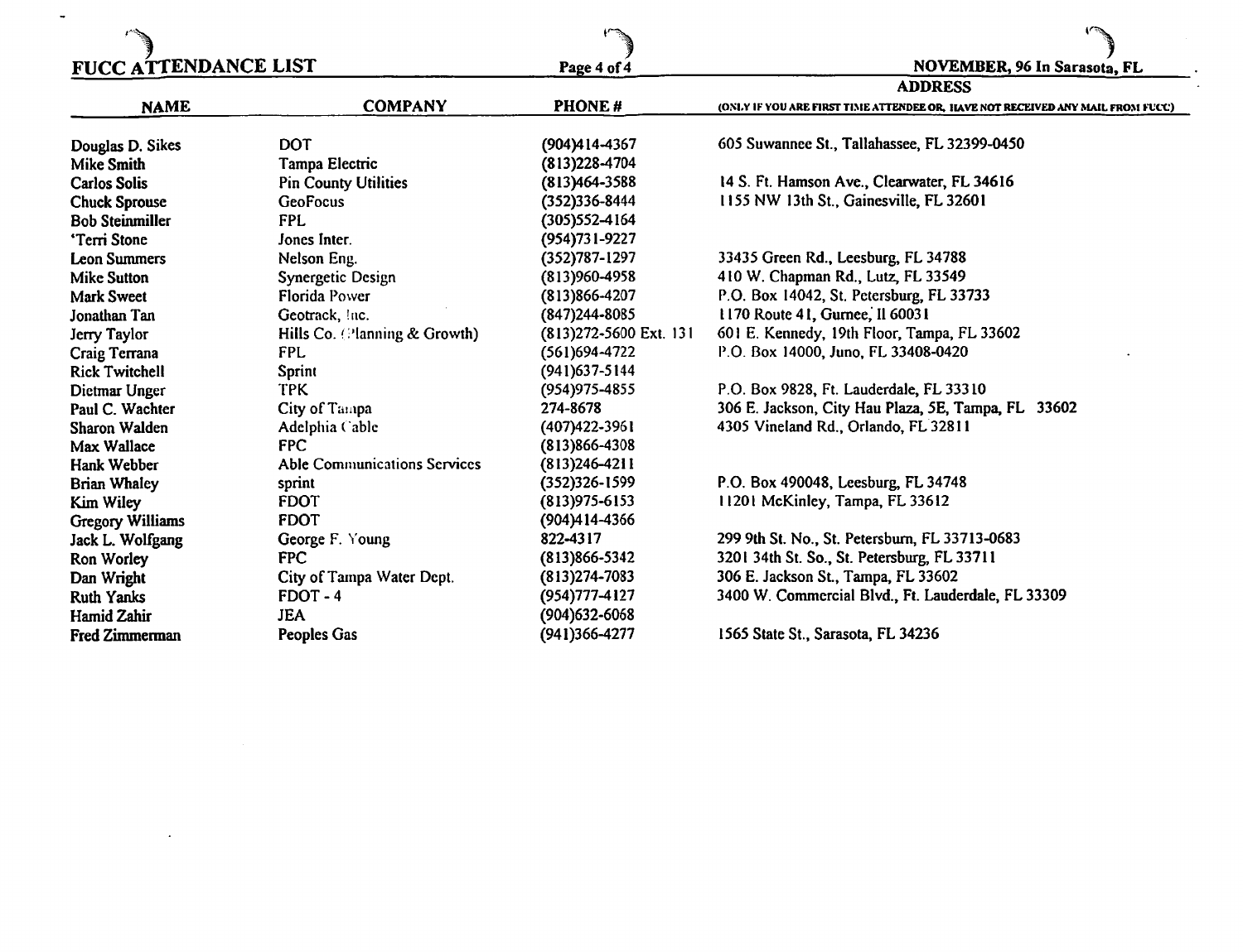## FUCC ATTENDANCE LIST

**NOVEMBER, 96 In Sarasota, FL**

| NAME | COMPANY | PHONE # | ADDRESS (ONLY IF YOU ARE FIRST TIME ATTENDEE OR, HAVE NOT RECEIVED ANY MAIL FROM FUCC) |
|---|---|---|---|
| Douglas D. Sikes | DOT | (904)414-4367 | 605 Suwannee St., Tallahassee, FL 32399-0450 |
| Mike Smith | Tampa Electric | (813)228-4704 | |
| Carlos Solis | Pin County Utilities | (813)464-3588 | 14 S. Ft. Hamson Ave., Clearwater, FL 34616 |
| Chuck Sprouse | GeoFocus | (352)336-8444 | 1155 NW 13th St., Gainesville, FL 32601 |
| Bob Steinmiller | FPL | (305)552-4164 | |
| 'Terri Stone | Jones Inter. | (954)731-9227 | |
| Leon Summers | Nelson Eng. | (352)787-1297 | 33435 Green Rd., Leesburg, FL 34788 |
| Mike Sutton | Synergetic Design | (813)960-4958 | 410 W. Chapman Rd., Lutz, FL 33549 |
| Mark Sweet | Florida Power | (813)866-4207 | P.O. Box 14042, St. Petersburg, FL 33733 |
| Jonathan Tan | Geotrack, Inc. | (847)244-8085 | 1170 Route 41, Gurnee, Il 60031 |
| Jerry Taylor | Hills Co. (Planning & Growth) | (813)272-5600 Ext. 131 | 601 E. Kennedy, 19th Floor, Tampa, FL 33602 |
| Craig Terrana | FPL | (561)694-4722 | P.O. Box 14000, Juno, FL 33408-0420 |
| Rick Twitchell | Sprint | (941)637-5144 | |
| Dietmar Unger | TPK | (954)975-4855 | P.O. Box 9828, Ft. Lauderdale, FL 33310 |
| Paul C. Wachter | City of Tampa | 274-8678 | 306 E. Jackson, City Hau Plaza, 5E, Tampa, FL 33602 |
| Sharon Walden | Adelphia Cable | (407)422-3961 | 4305 Vineland Rd., Orlando, FL 32811 |
| Max Wallace | FPC | (813)866-4308 | |
| Hank Webber | Able Communications Services | (813)246-4211 | |
| Brian Whaley | sprint | (352)326-1599 | P.O. Box 490048, Leesburg, FL 34748 |
| Kim Wiley | FDOT | (813)975-6153 | 11201 McKinley, Tampa, FL 33612 |
| Gregory Williams | FDOT | (904)414-4366 | |
| Jack L. Wolfgang | George F. Young | 822-4317 | 299 9th St. No., St. Petersburn, FL 33713-0683 |
| Ron Worley | FPC | (813)866-5342 | 3201 34th St. So., St. Petersburg, FL 33711 |
| Dan Wright | City of Tampa Water Dept. | (813)274-7083 | 306 E. Jackson St., Tampa, FL 33602 |
| Ruth Yanks | FDOT - 4 | (954)777-4127 | 3400 W. Commercial Blvd., Ft. Lauderdale, FL 33309 |
| Hamid Zahir | JEA | (904)632-6068 | |
| Fred Zimmerman | Peoples Gas | (941)366-4277 | 1565 State St., Sarasota, FL 34236 |